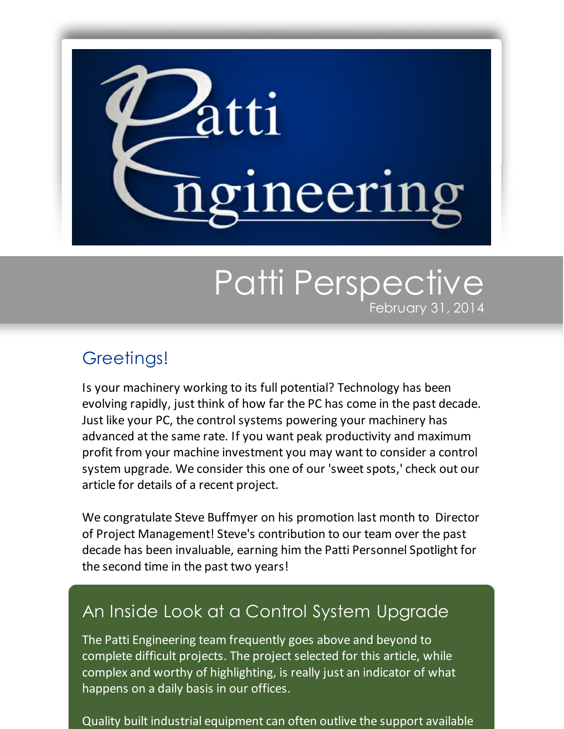# Patti Engineering

# Patti Perspective

February 31, 2014

## Greetings!

Is your machinery working to its full potential? Technology has been evolving rapidly, just think of how far the PC has come in the past decade. Just like your PC, the control systems powering your machinery has advanced at the same rate. If you want peak productivity and maximum profit from your machine investment you may want to consider a control system upgrade. We consider this one of our 'sweet spots,' check out our article for details of a recent project.

We congratulate Steve Buffmyer on his promotion last month to Director of Project Management! Steve's contribution to our team over the past decade has been invaluable, earning him the Patti Personnel Spotlight for the second time in the past two years!

## An Inside Look at a Control System Upgrade

The Patti Engineering team frequently goes above and beyond to complete difficult projects. The project selected for this article, while complex and worthy of highlighting, is really just an indicator of what happens on a daily basis in our offices.

Quality built industrial equipment can often outlive the support available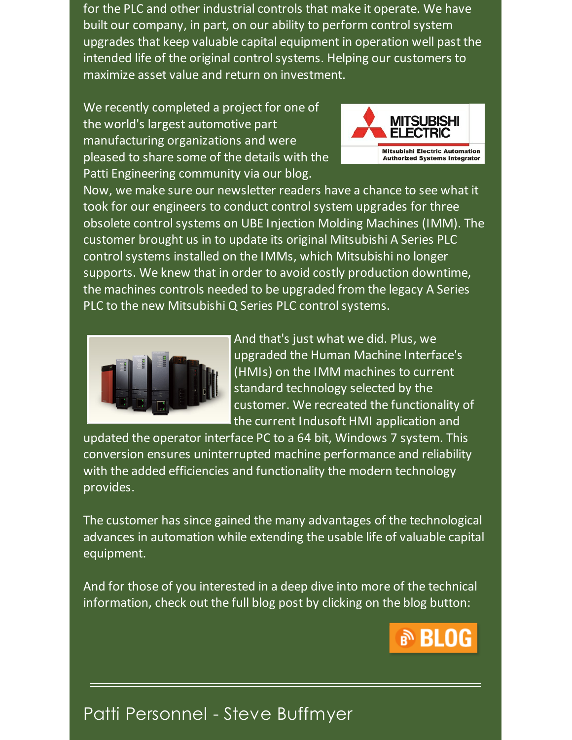for the PLC and other industrial controls that make it operate. We have built our company, in part, on our ability to perform control system upgrades that keep valuable capital equipment in operation well past the intended life of the original control systems. Helping our customers to maximize asset value and return on investment.

We recently completed a project for one of the world's largest automotive part manufacturing organizations and were pleased to share some of the details with the Patti Engineering community via our blog.

Now, we make sure our newsletter readers have a chance to see what it took for our engineers to conduct control system upgrades for three obsolete control systems on UBE Injection Molding Machines (IMM). The customer brought us in to update its original Mitsubishi A Series PLC control systems installed on the IMMs, which Mitsubishi no longer supports. We knew that in order to avoid costly production downtime, the machines controls needed to be upgraded from the legacy A Series PLC to the new Mitsubishi Q Series PLC control systems.

And that's just what we did. Plus, we upgraded the Human Machine Interface's (HMIs) on the IMM machines to current standard technology selected by the customer. We recreated the functionality of the current Indusoft HMI application and updated the operator interface PC to a 64 bit, Windows 7 system. This conversion ensures uninterrupted machine performance and reliability with the added efficiencies and functionality the modern technology provides.

The customer has since gained the many advantages of the technological advances in automation while extending the usable life of valuable capital equipment.

And for those of you interested in a deep dive into more of the technical information, check out the full blog post by clicking on the blog button:

BLOG

---

## Patti Personnel - Steve Buffmyer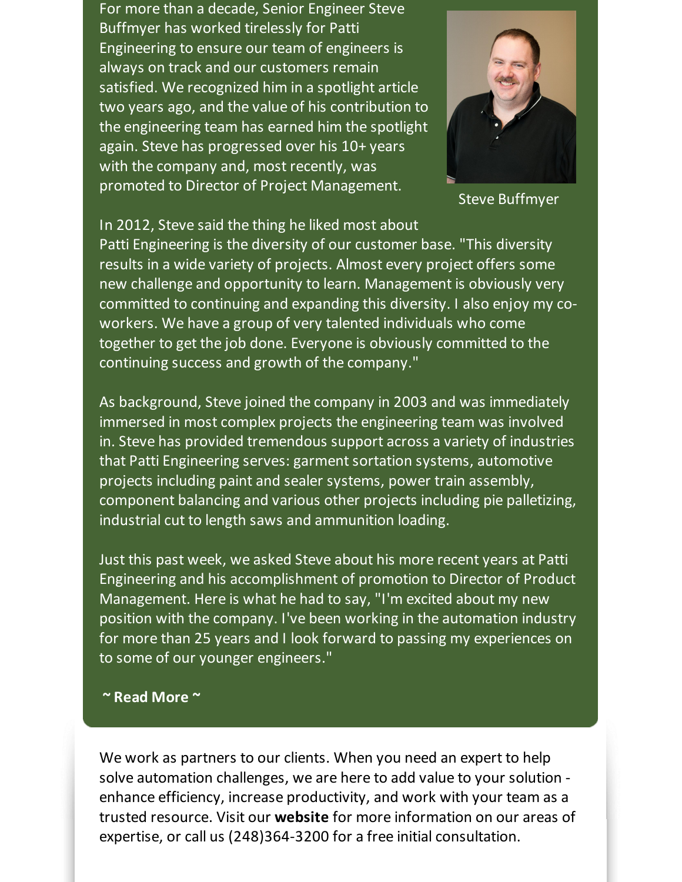For more than a decade, Senior Engineer Steve Buffmyer has worked tirelessly for Patti Engineering to ensure our team of engineers is always on track and our customers remain satisfied. We recognized him in a spotlight article two years ago, and the value of his contribution to the engineering team has earned him the spotlight again. Steve has progressed over his 10+ years with the company and, most recently, was promoted to Director of Project Management.

Steve Buffmyer

In 2012, Steve said the thing he liked most about Patti Engineering is the diversity of our customer base. "This diversity results in a wide variety of projects. Almost every project offers some new challenge and opportunity to learn. Management is obviously very committed to continuing and expanding this diversity. I also enjoy my co-workers. We have a group of very talented individuals who come together to get the job done. Everyone is obviously committed to the continuing success and growth of the company."

As background, Steve joined the company in 2003 and was immediately immersed in most complex projects the engineering team was involved in. Steve has provided tremendous support across a variety of industries that Patti Engineering serves: garment sortation systems, automotive projects including paint and sealer systems, power train assembly, component balancing and various other projects including pie palletizing, industrial cut to length saws and ammunition loading.

Just this past week, we asked Steve about his more recent years at Patti Engineering and his accomplishment of promotion to Director of Product Management. Here is what he had to say, "I'm excited about my new position with the company. I've been working in the automation industry for more than 25 years and I look forward to passing my experiences on to some of our younger engineers."

**~ Read More ~**

We work as partners to our clients. When you need an expert to help solve automation challenges, we are here to add value to your solution - enhance efficiency, increase productivity, and work with your team as a trusted resource. Visit our **website** for more information on our areas of expertise, or call us (248)364-3200 for a free initial consultation.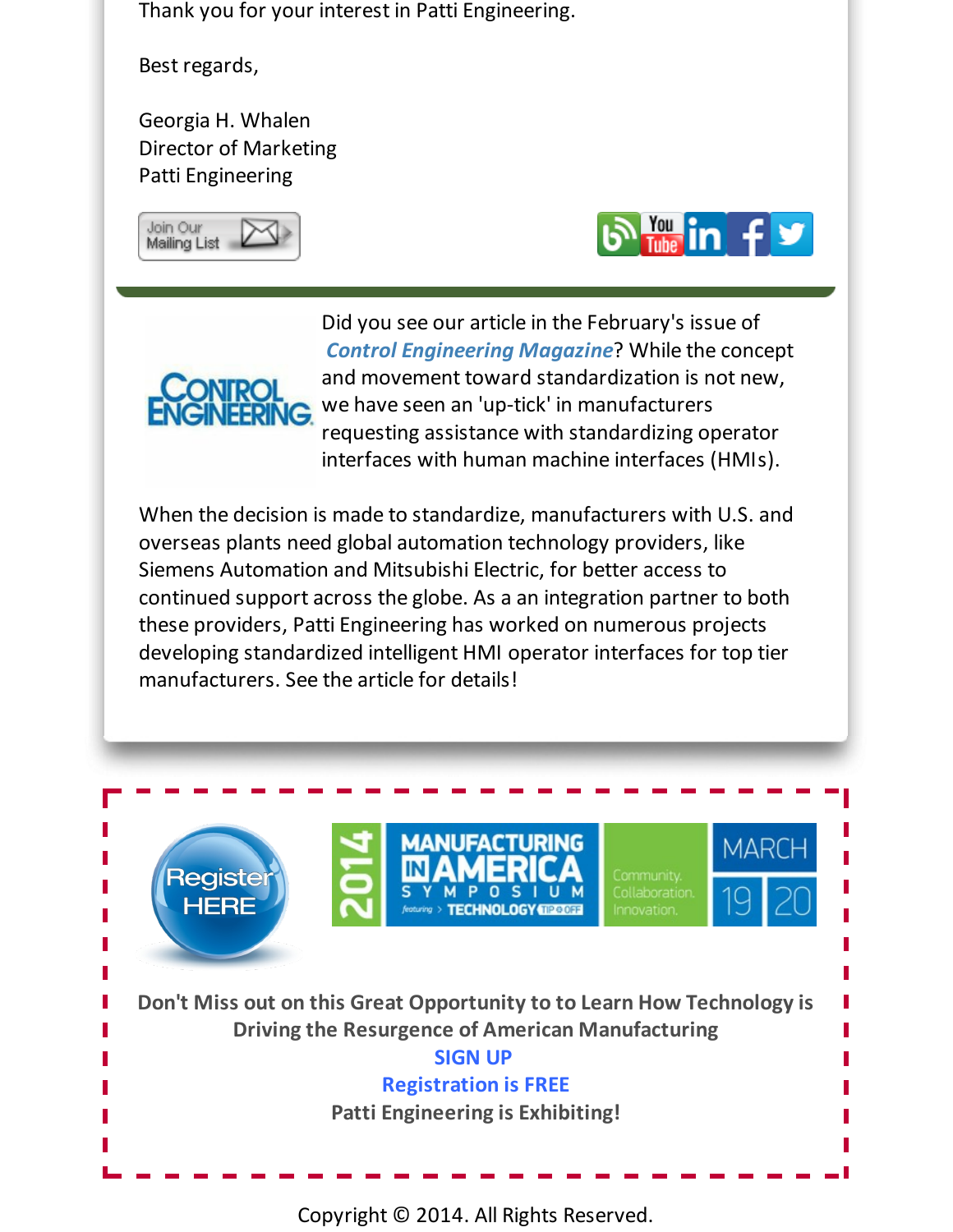Thank you for your interest in Patti Engineering.

Best regards,

Georgia H. Whalen
Director of Marketing
Patti Engineering

Did you see our article in the February's issue of *Control Engineering Magazine*? While the concept and movement toward standardization is not new, we have seen an 'up-tick' in manufacturers requesting assistance with standardizing operator interfaces with human machine interfaces (HMIs).

When the decision is made to standardize, manufacturers with U.S. and overseas plants need global automation technology providers, like Siemens Automation and Mitsubishi Electric, for better access to continued support across the globe. As a an integration partner to both these providers, Patti Engineering has worked on numerous projects developing standardized intelligent HMI operator interfaces for top tier manufacturers. See the article for details!

**Don't Miss out on this Great Opportunity to to Learn How Technology is Driving the Resurgence of American Manufacturing**

**SIGN UP**

**Registration is FREE**

**Patti Engineering is Exhibiting!**

Copyright © 2014. All Rights Reserved.